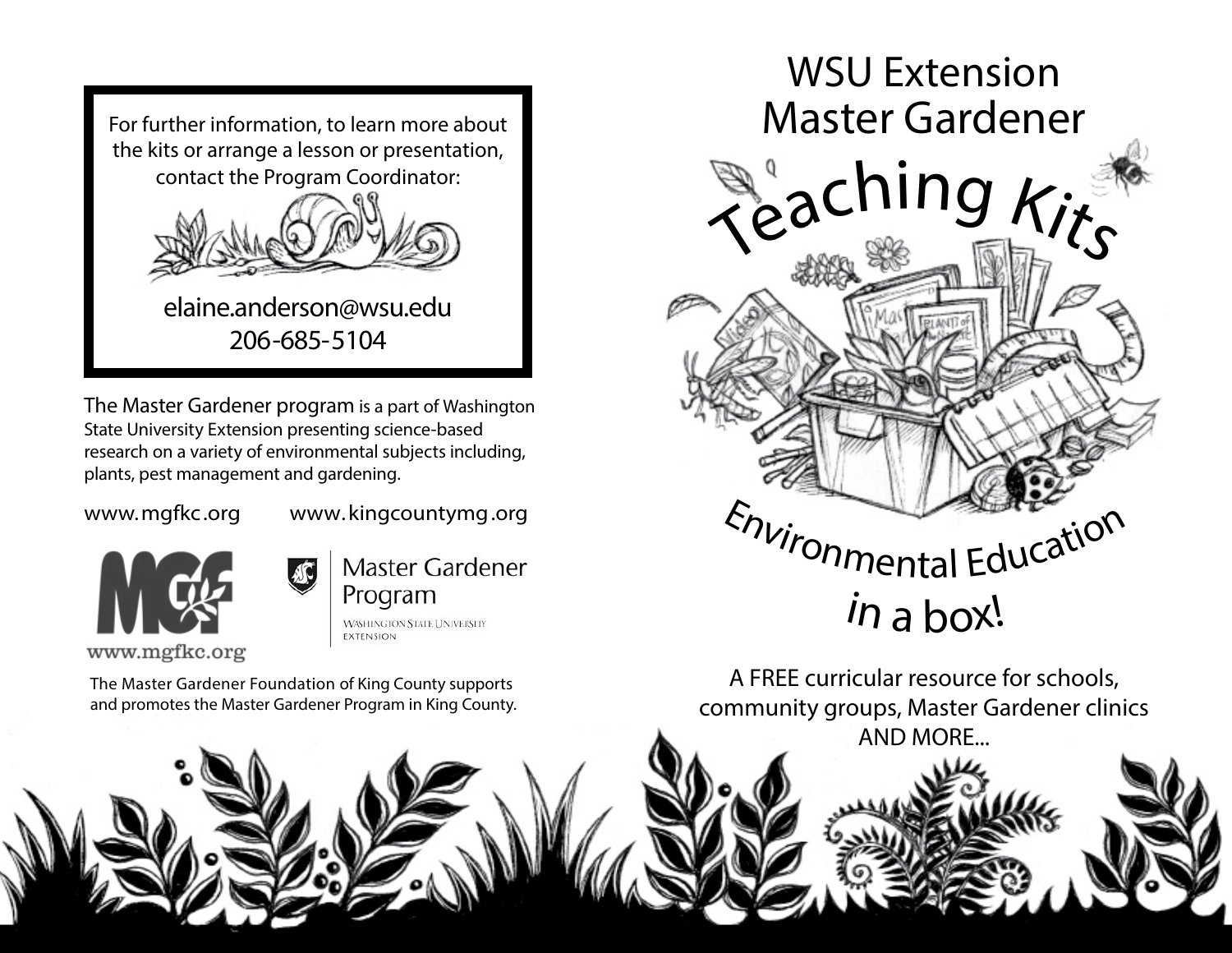For further information, to learn more about the kits or arrange a lesson or presentation, contact the Program Coordinator:

elaine.anderson@wsu.edu
206-685-5104

The Master Gardener program is a part of Washington State University Extension presenting science-based research on a variety of environmental subjects including, plants, pest management and gardening.

www.mgfkc.org www.kingcountymg.org

www.mgfkc.org

Master Gardener Program
Washington State University Extension

The Master Gardener Foundation of King County supports and promotes the Master Gardener Program in King County.

# WSU Extension Master Gardener

# Teaching Kits

## Environmental Education in a box!

A FREE curricular resource for schools, community groups, Master Gardener clinics AND MORE...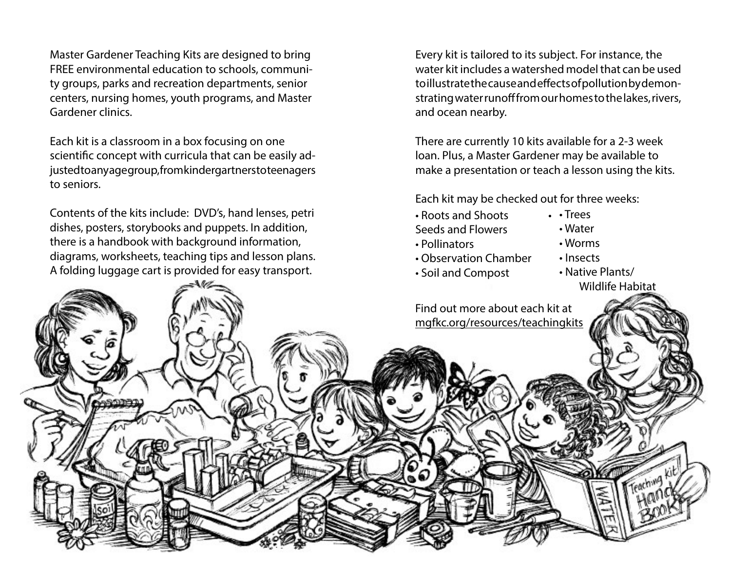Master Gardener Teaching Kits are designed to bring FREE environmental education to schools, community groups, parks and recreation departments, senior centers, nursing homes, youth programs, and Master Gardener clinics.

Each kit is a classroom in a box focusing on one scientific concept with curricula that can be easily adjusted to any age group, from kindergartners to teenagers to seniors.

Contents of the kits include: DVD's, hand lenses, petri dishes, posters, storybooks and puppets. In addition, there is a handbook with background information, diagrams, worksheets, teaching tips and lesson plans. A folding luggage cart is provided for easy transport.

Every kit is tailored to its subject. For instance, the water kit includes a watershed model that can be used to illustrate the cause and effects of pollution by demonstrating water runoff from our homes to the lakes, rivers, and ocean nearby.

There are currently 10 kits available for a 2-3 week loan. Plus, a Master Gardener may be available to make a presentation or teach a lesson using the kits.

Each kit may be checked out for three weeks:

- Roots and Shoots Seeds and Flowers
- Pollinators
- Observation Chamber
- Soil and Compost
- Trees
- Water
- Worms
- Insects
- Native Plants/ Wildlife Habitat

Find out more about each kit at mgfkc.org/resources/teachingkits